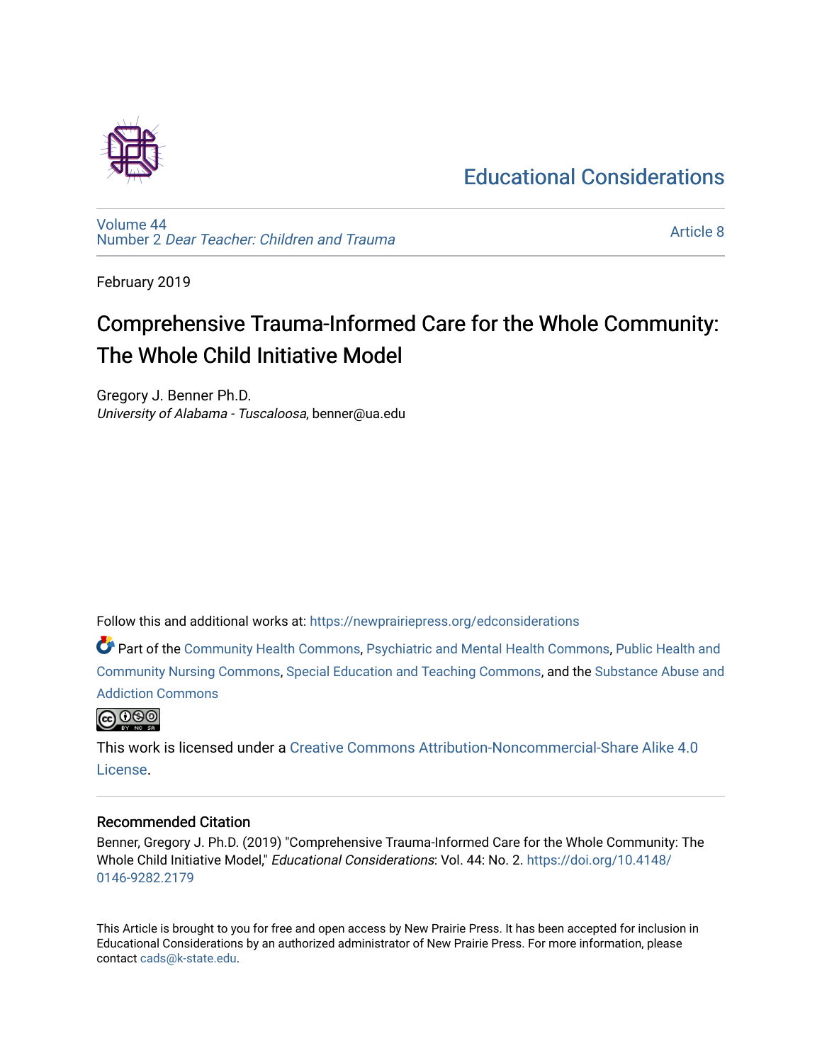# Educational Considerations

Volume 44
Number 2 *Dear Teacher: Children and Trauma*

Article 8

February 2019

# Comprehensive Trauma-Informed Care for the Whole Community: The Whole Child Initiative Model

Gregory J. Benner Ph.D.
*University of Alabama - Tuscaloosa*, benner@ua.edu

Follow this and additional works at: https://newprairiepress.org/edconsiderations

Part of the Community Health Commons, Psychiatric and Mental Health Commons, Public Health and Community Nursing Commons, Special Education and Teaching Commons, and the Substance Abuse and Addiction Commons

This work is licensed under a Creative Commons Attribution-Noncommercial-Share Alike 4.0 License.

## Recommended Citation

Benner, Gregory J. Ph.D. (2019) "Comprehensive Trauma-Informed Care for the Whole Community: The Whole Child Initiative Model," *Educational Considerations*: Vol. 44: No. 2. https://doi.org/10.4148/0146-9282.2179

This Article is brought to you for free and open access by New Prairie Press. It has been accepted for inclusion in Educational Considerations by an authorized administrator of New Prairie Press. For more information, please contact cads@k-state.edu.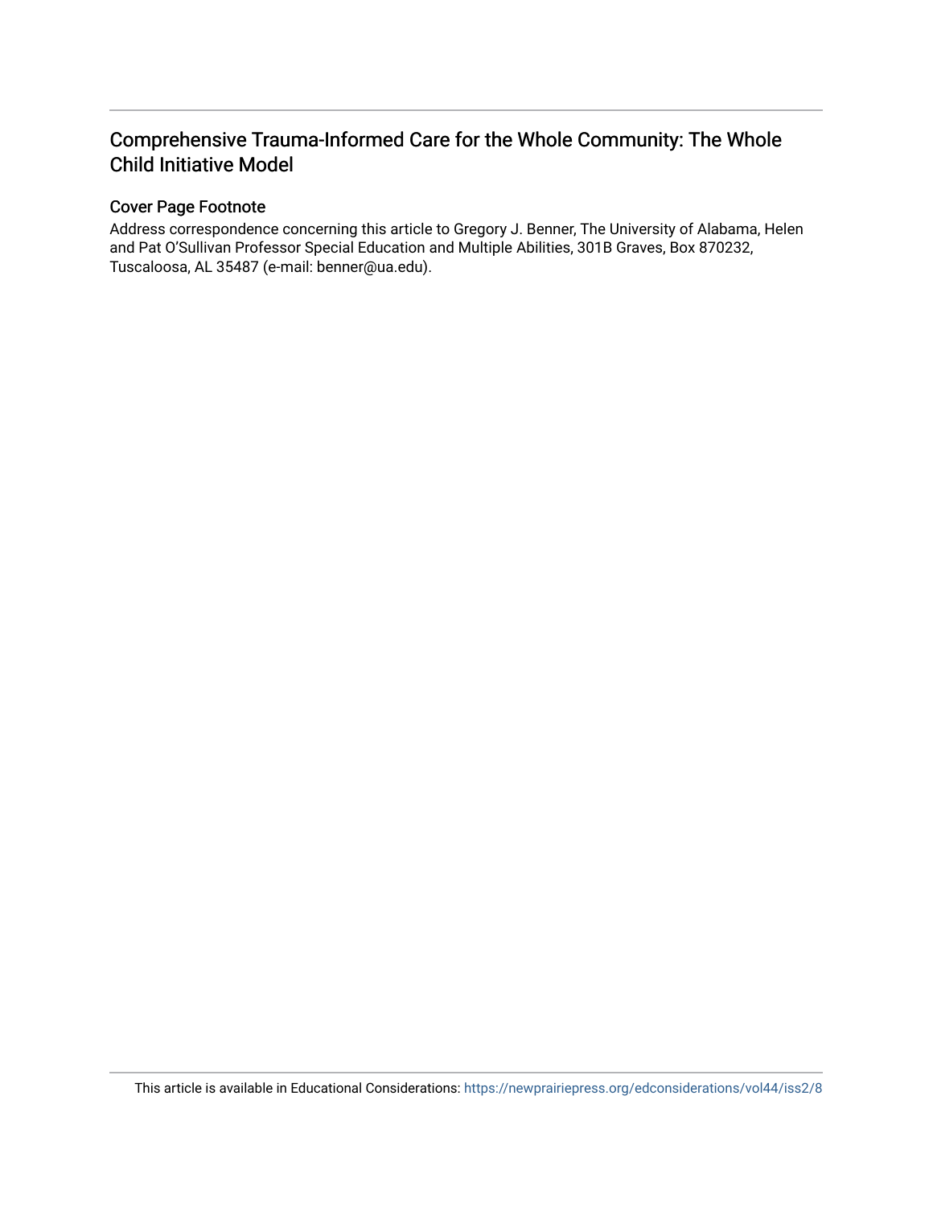# Comprehensive Trauma-Informed Care for the Whole Community: The Whole Child Initiative Model

## Cover Page Footnote

Address correspondence concerning this article to Gregory J. Benner, The University of Alabama, Helen and Pat O'Sullivan Professor Special Education and Multiple Abilities, 301B Graves, Box 870232, Tuscaloosa, AL 35487 (e-mail: benner@ua.edu).

This article is available in Educational Considerations: https://newprairiepress.org/edconsiderations/vol44/iss2/8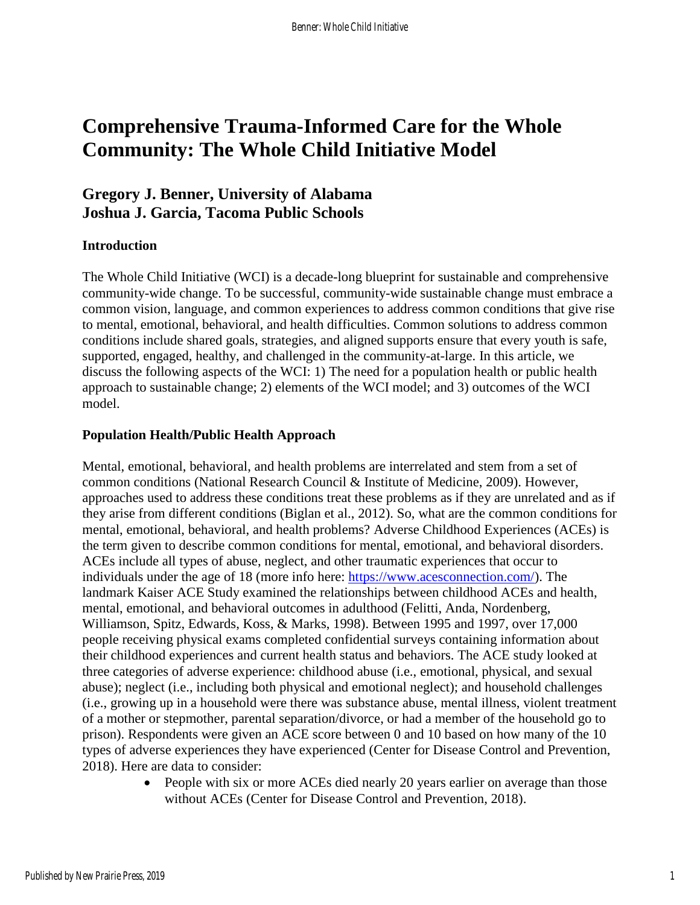# Comprehensive Trauma-Informed Care for the Whole Community: The Whole Child Initiative Model

## Gregory J. Benner, University of Alabama
## Joshua J. Garcia, Tacoma Public Schools

### Introduction

The Whole Child Initiative (WCI) is a decade-long blueprint for sustainable and comprehensive community-wide change. To be successful, community-wide sustainable change must embrace a common vision, language, and common experiences to address common conditions that give rise to mental, emotional, behavioral, and health difficulties. Common solutions to address common conditions include shared goals, strategies, and aligned supports ensure that every youth is safe, supported, engaged, healthy, and challenged in the community-at-large. In this article, we discuss the following aspects of the WCI: 1) The need for a population health or public health approach to sustainable change; 2) elements of the WCI model; and 3) outcomes of the WCI model.

### Population Health/Public Health Approach

Mental, emotional, behavioral, and health problems are interrelated and stem from a set of common conditions (National Research Council & Institute of Medicine, 2009). However, approaches used to address these conditions treat these problems as if they are unrelated and as if they arise from different conditions (Biglan et al., 2012). So, what are the common conditions for mental, emotional, behavioral, and health problems? Adverse Childhood Experiences (ACEs) is the term given to describe common conditions for mental, emotional, and behavioral disorders. ACEs include all types of abuse, neglect, and other traumatic experiences that occur to individuals under the age of 18 (more info here: https://www.acesconnection.com/). The landmark Kaiser ACE Study examined the relationships between childhood ACEs and health, mental, emotional, and behavioral outcomes in adulthood (Felitti, Anda, Nordenberg, Williamson, Spitz, Edwards, Koss, & Marks, 1998). Between 1995 and 1997, over 17,000 people receiving physical exams completed confidential surveys containing information about their childhood experiences and current health status and behaviors. The ACE study looked at three categories of adverse experience: childhood abuse (i.e., emotional, physical, and sexual abuse); neglect (i.e., including both physical and emotional neglect); and household challenges (i.e., growing up in a household were there was substance abuse, mental illness, violent treatment of a mother or stepmother, parental separation/divorce, or had a member of the household go to prison). Respondents were given an ACE score between 0 and 10 based on how many of the 10 types of adverse experiences they have experienced (Center for Disease Control and Prevention, 2018). Here are data to consider:

- People with six or more ACEs died nearly 20 years earlier on average than those without ACEs (Center for Disease Control and Prevention, 2018).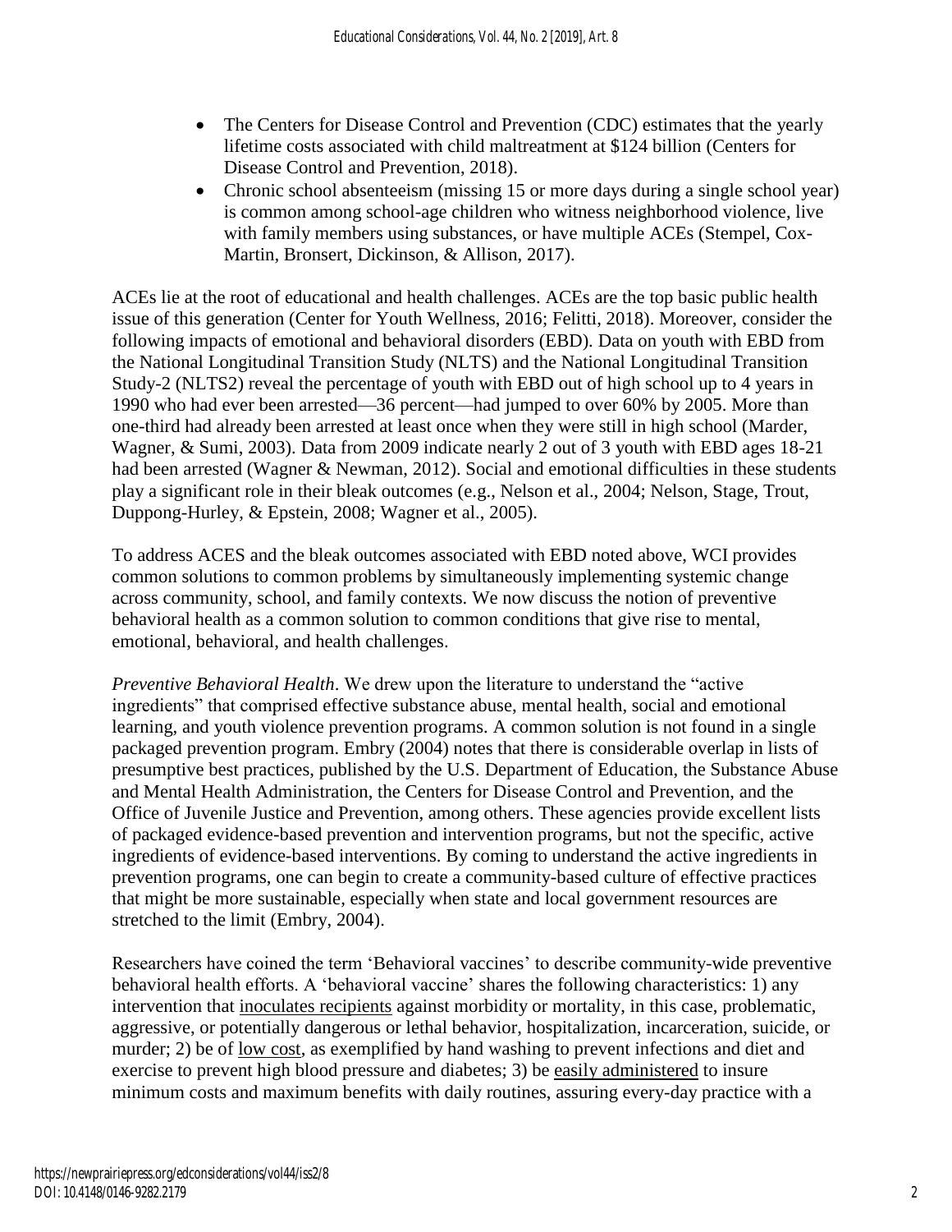- The Centers for Disease Control and Prevention (CDC) estimates that the yearly lifetime costs associated with child maltreatment at $124 billion (Centers for Disease Control and Prevention, 2018).
- Chronic school absenteeism (missing 15 or more days during a single school year) is common among school-age children who witness neighborhood violence, live with family members using substances, or have multiple ACEs (Stempel, Cox-Martin, Bronsert, Dickinson, & Allison, 2017).

ACEs lie at the root of educational and health challenges. ACEs are the top basic public health issue of this generation (Center for Youth Wellness, 2016; Felitti, 2018). Moreover, consider the following impacts of emotional and behavioral disorders (EBD). Data on youth with EBD from the National Longitudinal Transition Study (NLTS) and the National Longitudinal Transition Study-2 (NLTS2) reveal the percentage of youth with EBD out of high school up to 4 years in 1990 who had ever been arrested—36 percent—had jumped to over 60% by 2005. More than one-third had already been arrested at least once when they were still in high school (Marder, Wagner, & Sumi, 2003). Data from 2009 indicate nearly 2 out of 3 youth with EBD ages 18-21 had been arrested (Wagner & Newman, 2012). Social and emotional difficulties in these students play a significant role in their bleak outcomes (e.g., Nelson et al., 2004; Nelson, Stage, Trout, Duppong-Hurley, & Epstein, 2008; Wagner et al., 2005).

To address ACES and the bleak outcomes associated with EBD noted above, WCI provides common solutions to common problems by simultaneously implementing systemic change across community, school, and family contexts. We now discuss the notion of preventive behavioral health as a common solution to common conditions that give rise to mental, emotional, behavioral, and health challenges.

*Preventive Behavioral Health*. We drew upon the literature to understand the "active ingredients" that comprised effective substance abuse, mental health, social and emotional learning, and youth violence prevention programs. A common solution is not found in a single packaged prevention program. Embry (2004) notes that there is considerable overlap in lists of presumptive best practices, published by the U.S. Department of Education, the Substance Abuse and Mental Health Administration, the Centers for Disease Control and Prevention, and the Office of Juvenile Justice and Prevention, among others. These agencies provide excellent lists of packaged evidence-based prevention and intervention programs, but not the specific, active ingredients of evidence-based interventions. By coming to understand the active ingredients in prevention programs, one can begin to create a community-based culture of effective practices that might be more sustainable, especially when state and local government resources are stretched to the limit (Embry, 2004).

Researchers have coined the term 'Behavioral vaccines' to describe community-wide preventive behavioral health efforts. A 'behavioral vaccine' shares the following characteristics: 1) any intervention that inoculates recipients against morbidity or mortality, in this case, problematic, aggressive, or potentially dangerous or lethal behavior, hospitalization, incarceration, suicide, or murder; 2) be of low cost, as exemplified by hand washing to prevent infections and diet and exercise to prevent high blood pressure and diabetes; 3) be easily administered to insure minimum costs and maximum benefits with daily routines, assuring every-day practice with a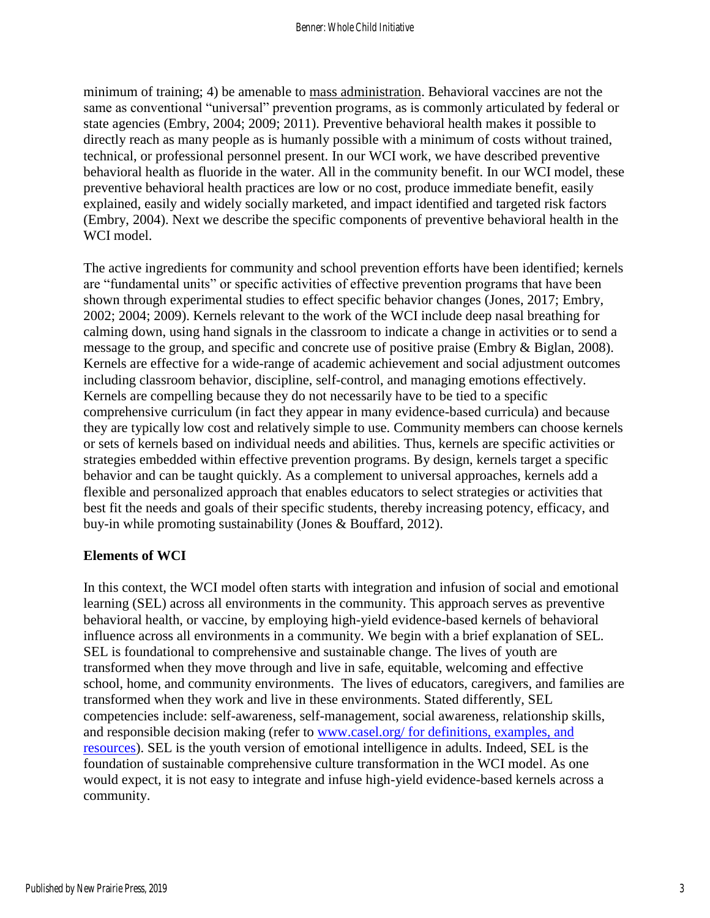minimum of training; 4) be amenable to mass administration. Behavioral vaccines are not the same as conventional "universal" prevention programs, as is commonly articulated by federal or state agencies (Embry, 2004; 2009; 2011). Preventive behavioral health makes it possible to directly reach as many people as is humanly possible with a minimum of costs without trained, technical, or professional personnel present. In our WCI work, we have described preventive behavioral health as fluoride in the water. All in the community benefit. In our WCI model, these preventive behavioral health practices are low or no cost, produce immediate benefit, easily explained, easily and widely socially marketed, and impact identified and targeted risk factors (Embry, 2004). Next we describe the specific components of preventive behavioral health in the WCI model.

The active ingredients for community and school prevention efforts have been identified; kernels are "fundamental units" or specific activities of effective prevention programs that have been shown through experimental studies to effect specific behavior changes (Jones, 2017; Embry, 2002; 2004; 2009). Kernels relevant to the work of the WCI include deep nasal breathing for calming down, using hand signals in the classroom to indicate a change in activities or to send a message to the group, and specific and concrete use of positive praise (Embry & Biglan, 2008). Kernels are effective for a wide-range of academic achievement and social adjustment outcomes including classroom behavior, discipline, self-control, and managing emotions effectively. Kernels are compelling because they do not necessarily have to be tied to a specific comprehensive curriculum (in fact they appear in many evidence-based curricula) and because they are typically low cost and relatively simple to use. Community members can choose kernels or sets of kernels based on individual needs and abilities. Thus, kernels are specific activities or strategies embedded within effective prevention programs. By design, kernels target a specific behavior and can be taught quickly. As a complement to universal approaches, kernels add a flexible and personalized approach that enables educators to select strategies or activities that best fit the needs and goals of their specific students, thereby increasing potency, efficacy, and buy-in while promoting sustainability (Jones & Bouffard, 2012).

**Elements of WCI**

In this context, the WCI model often starts with integration and infusion of social and emotional learning (SEL) across all environments in the community. This approach serves as preventive behavioral health, or vaccine, by employing high-yield evidence-based kernels of behavioral influence across all environments in a community. We begin with a brief explanation of SEL. SEL is foundational to comprehensive and sustainable change. The lives of youth are transformed when they move through and live in safe, equitable, welcoming and effective school, home, and community environments. The lives of educators, caregivers, and families are transformed when they work and live in these environments. Stated differently, SEL competencies include: self-awareness, self-management, social awareness, relationship skills, and responsible decision making (refer to www.casel.org/ for definitions, examples, and resources). SEL is the youth version of emotional intelligence in adults. Indeed, SEL is the foundation of sustainable comprehensive culture transformation in the WCI model. As one would expect, it is not easy to integrate and infuse high-yield evidence-based kernels across a community.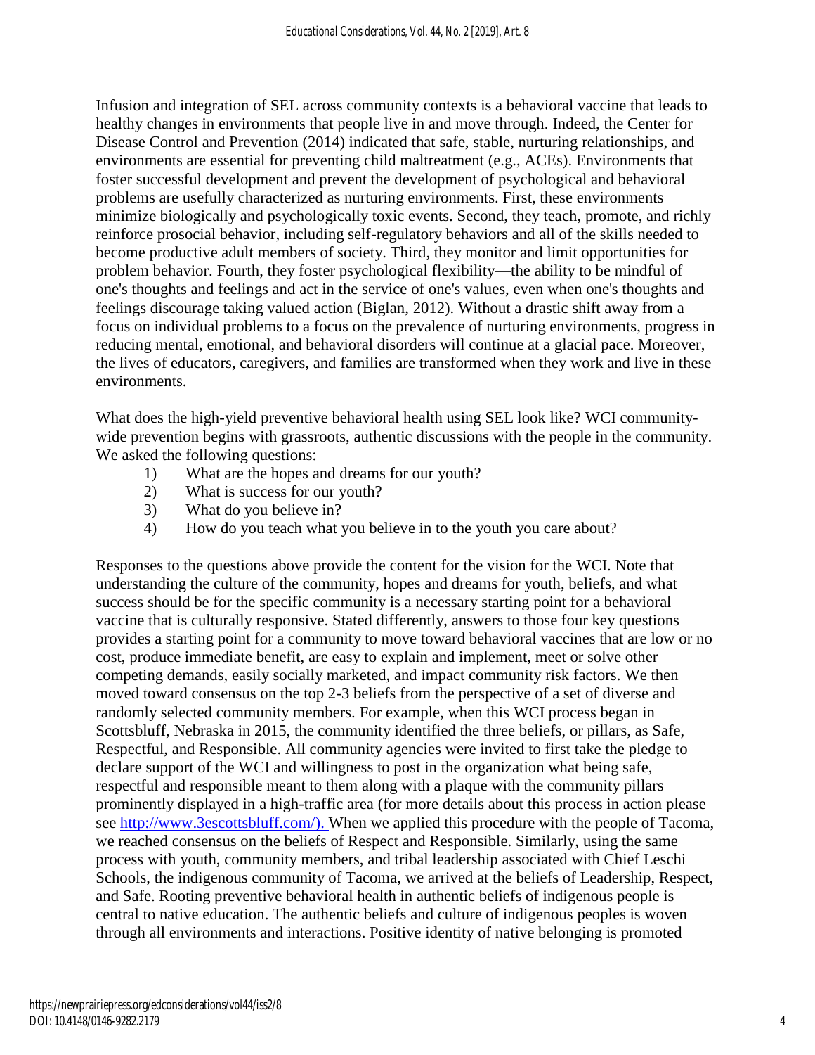Infusion and integration of SEL across community contexts is a behavioral vaccine that leads to healthy changes in environments that people live in and move through. Indeed, the Center for Disease Control and Prevention (2014) indicated that safe, stable, nurturing relationships, and environments are essential for preventing child maltreatment (e.g., ACEs). Environments that foster successful development and prevent the development of psychological and behavioral problems are usefully characterized as nurturing environments. First, these environments minimize biologically and psychologically toxic events. Second, they teach, promote, and richly reinforce prosocial behavior, including self-regulatory behaviors and all of the skills needed to become productive adult members of society. Third, they monitor and limit opportunities for problem behavior. Fourth, they foster psychological flexibility—the ability to be mindful of one's thoughts and feelings and act in the service of one's values, even when one's thoughts and feelings discourage taking valued action (Biglan, 2012). Without a drastic shift away from a focus on individual problems to a focus on the prevalence of nurturing environments, progress in reducing mental, emotional, and behavioral disorders will continue at a glacial pace. Moreover, the lives of educators, caregivers, and families are transformed when they work and live in these environments.

What does the high-yield preventive behavioral health using SEL look like? WCI community-wide prevention begins with grassroots, authentic discussions with the people in the community. We asked the following questions:

1) What are the hopes and dreams for our youth?
2) What is success for our youth?
3) What do you believe in?
4) How do you teach what you believe in to the youth you care about?

Responses to the questions above provide the content for the vision for the WCI. Note that understanding the culture of the community, hopes and dreams for youth, beliefs, and what success should be for the specific community is a necessary starting point for a behavioral vaccine that is culturally responsive. Stated differently, answers to those four key questions provides a starting point for a community to move toward behavioral vaccines that are low or no cost, produce immediate benefit, are easy to explain and implement, meet or solve other competing demands, easily socially marketed, and impact community risk factors. We then moved toward consensus on the top 2-3 beliefs from the perspective of a set of diverse and randomly selected community members. For example, when this WCI process began in Scottsbluff, Nebraska in 2015, the community identified the three beliefs, or pillars, as Safe, Respectful, and Responsible. All community agencies were invited to first take the pledge to declare support of the WCI and willingness to post in the organization what being safe, respectful and responsible meant to them along with a plaque with the community pillars prominently displayed in a high-traffic area (for more details about this process in action please see http://www.3escottsbluff.com/). When we applied this procedure with the people of Tacoma, we reached consensus on the beliefs of Respect and Responsible. Similarly, using the same process with youth, community members, and tribal leadership associated with Chief Leschi Schools, the indigenous community of Tacoma, we arrived at the beliefs of Leadership, Respect, and Safe. Rooting preventive behavioral health in authentic beliefs of indigenous people is central to native education. The authentic beliefs and culture of indigenous peoples is woven through all environments and interactions. Positive identity of native belonging is promoted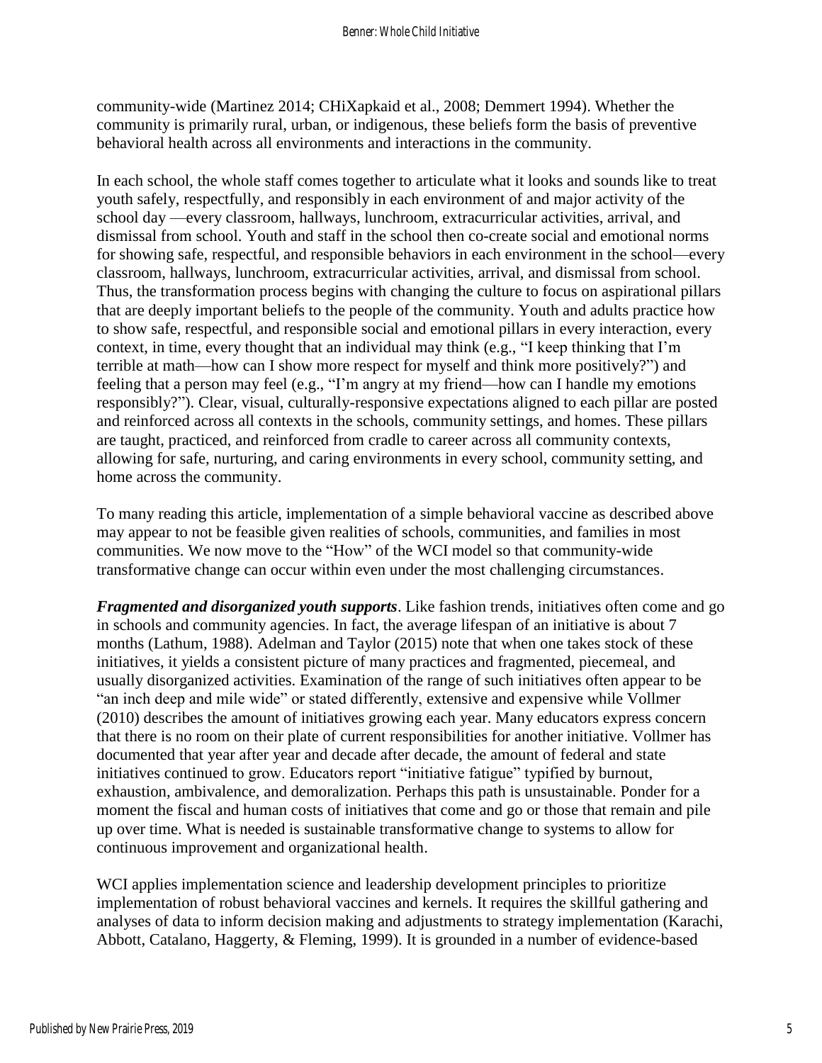community-wide (Martinez 2014; CHiXapkaid et al., 2008; Demmert 1994). Whether the community is primarily rural, urban, or indigenous, these beliefs form the basis of preventive behavioral health across all environments and interactions in the community.

In each school, the whole staff comes together to articulate what it looks and sounds like to treat youth safely, respectfully, and responsibly in each environment of and major activity of the school day —every classroom, hallways, lunchroom, extracurricular activities, arrival, and dismissal from school. Youth and staff in the school then co-create social and emotional norms for showing safe, respectful, and responsible behaviors in each environment in the school—every classroom, hallways, lunchroom, extracurricular activities, arrival, and dismissal from school. Thus, the transformation process begins with changing the culture to focus on aspirational pillars that are deeply important beliefs to the people of the community. Youth and adults practice how to show safe, respectful, and responsible social and emotional pillars in every interaction, every context, in time, every thought that an individual may think (e.g., "I keep thinking that I'm terrible at math—how can I show more respect for myself and think more positively?") and feeling that a person may feel (e.g., "I'm angry at my friend—how can I handle my emotions responsibly?"). Clear, visual, culturally-responsive expectations aligned to each pillar are posted and reinforced across all contexts in the schools, community settings, and homes. These pillars are taught, practiced, and reinforced from cradle to career across all community contexts, allowing for safe, nurturing, and caring environments in every school, community setting, and home across the community.

To many reading this article, implementation of a simple behavioral vaccine as described above may appear to not be feasible given realities of schools, communities, and families in most communities. We now move to the "How" of the WCI model so that community-wide transformative change can occur within even under the most challenging circumstances.

***Fragmented and disorganized youth supports***. Like fashion trends, initiatives often come and go in schools and community agencies. In fact, the average lifespan of an initiative is about 7 months (Lathum, 1988). Adelman and Taylor (2015) note that when one takes stock of these initiatives, it yields a consistent picture of many practices and fragmented, piecemeal, and usually disorganized activities. Examination of the range of such initiatives often appear to be "an inch deep and mile wide" or stated differently, extensive and expensive while Vollmer (2010) describes the amount of initiatives growing each year. Many educators express concern that there is no room on their plate of current responsibilities for another initiative. Vollmer has documented that year after year and decade after decade, the amount of federal and state initiatives continued to grow. Educators report "initiative fatigue" typified by burnout, exhaustion, ambivalence, and demoralization. Perhaps this path is unsustainable. Ponder for a moment the fiscal and human costs of initiatives that come and go or those that remain and pile up over time. What is needed is sustainable transformative change to systems to allow for continuous improvement and organizational health.

WCI applies implementation science and leadership development principles to prioritize implementation of robust behavioral vaccines and kernels. It requires the skillful gathering and analyses of data to inform decision making and adjustments to strategy implementation (Karachi, Abbott, Catalano, Haggerty, & Fleming, 1999). It is grounded in a number of evidence-based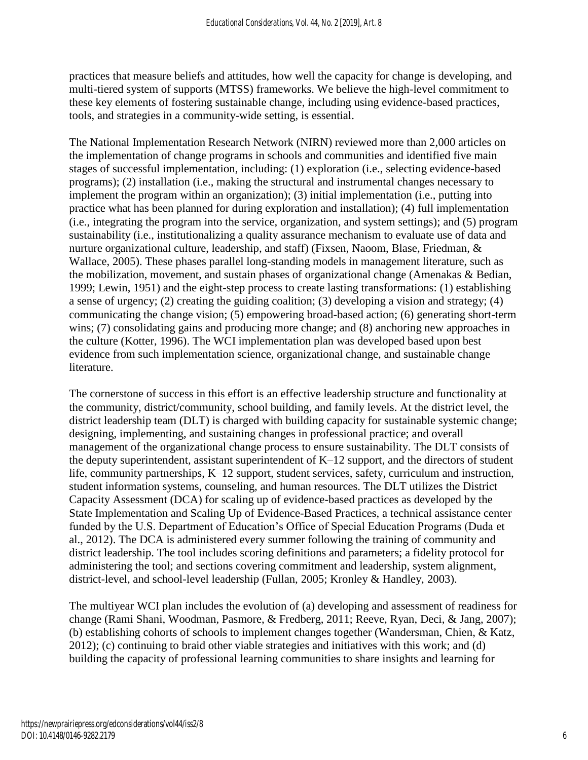practices that measure beliefs and attitudes, how well the capacity for change is developing, and multi-tiered system of supports (MTSS) frameworks. We believe the high-level commitment to these key elements of fostering sustainable change, including using evidence-based practices, tools, and strategies in a community-wide setting, is essential.

The National Implementation Research Network (NIRN) reviewed more than 2,000 articles on the implementation of change programs in schools and communities and identified five main stages of successful implementation, including: (1) exploration (i.e., selecting evidence-based programs); (2) installation (i.e., making the structural and instrumental changes necessary to implement the program within an organization); (3) initial implementation (i.e., putting into practice what has been planned for during exploration and installation); (4) full implementation (i.e., integrating the program into the service, organization, and system settings); and (5) program sustainability (i.e., institutionalizing a quality assurance mechanism to evaluate use of data and nurture organizational culture, leadership, and staff) (Fixsen, Naoom, Blase, Friedman, & Wallace, 2005). These phases parallel long-standing models in management literature, such as the mobilization, movement, and sustain phases of organizational change (Amenakas & Bedian, 1999; Lewin, 1951) and the eight-step process to create lasting transformations: (1) establishing a sense of urgency; (2) creating the guiding coalition; (3) developing a vision and strategy; (4) communicating the change vision; (5) empowering broad-based action; (6) generating short-term wins; (7) consolidating gains and producing more change; and (8) anchoring new approaches in the culture (Kotter, 1996). The WCI implementation plan was developed based upon best evidence from such implementation science, organizational change, and sustainable change literature.

The cornerstone of success in this effort is an effective leadership structure and functionality at the community, district/community, school building, and family levels. At the district level, the district leadership team (DLT) is charged with building capacity for sustainable systemic change; designing, implementing, and sustaining changes in professional practice; and overall management of the organizational change process to ensure sustainability. The DLT consists of the deputy superintendent, assistant superintendent of K–12 support, and the directors of student life, community partnerships, K–12 support, student services, safety, curriculum and instruction, student information systems, counseling, and human resources. The DLT utilizes the District Capacity Assessment (DCA) for scaling up of evidence-based practices as developed by the State Implementation and Scaling Up of Evidence-Based Practices, a technical assistance center funded by the U.S. Department of Education's Office of Special Education Programs (Duda et al., 2012). The DCA is administered every summer following the training of community and district leadership. The tool includes scoring definitions and parameters; a fidelity protocol for administering the tool; and sections covering commitment and leadership, system alignment, district-level, and school-level leadership (Fullan, 2005; Kronley & Handley, 2003).

The multiyear WCI plan includes the evolution of (a) developing and assessment of readiness for change (Rami Shani, Woodman, Pasmore, & Fredberg, 2011; Reeve, Ryan, Deci, & Jang, 2007); (b) establishing cohorts of schools to implement changes together (Wandersman, Chien, & Katz, 2012); (c) continuing to braid other viable strategies and initiatives with this work; and (d) building the capacity of professional learning communities to share insights and learning for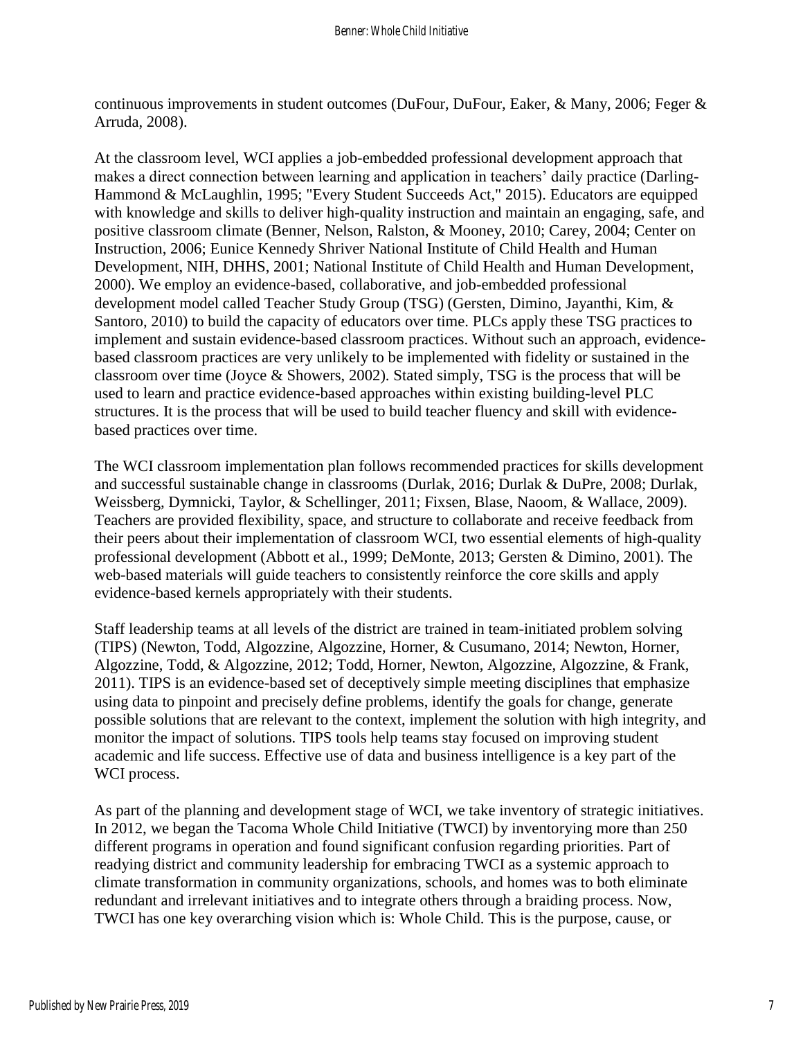continuous improvements in student outcomes (DuFour, DuFour, Eaker, & Many, 2006; Feger & Arruda, 2008).

At the classroom level, WCI applies a job-embedded professional development approach that makes a direct connection between learning and application in teachers' daily practice (Darling-Hammond & McLaughlin, 1995; "Every Student Succeeds Act," 2015). Educators are equipped with knowledge and skills to deliver high-quality instruction and maintain an engaging, safe, and positive classroom climate (Benner, Nelson, Ralston, & Mooney, 2010; Carey, 2004; Center on Instruction, 2006; Eunice Kennedy Shriver National Institute of Child Health and Human Development, NIH, DHHS, 2001; National Institute of Child Health and Human Development, 2000). We employ an evidence-based, collaborative, and job-embedded professional development model called Teacher Study Group (TSG) (Gersten, Dimino, Jayanthi, Kim, & Santoro, 2010) to build the capacity of educators over time. PLCs apply these TSG practices to implement and sustain evidence-based classroom practices. Without such an approach, evidence-based classroom practices are very unlikely to be implemented with fidelity or sustained in the classroom over time (Joyce & Showers, 2002). Stated simply, TSG is the process that will be used to learn and practice evidence-based approaches within existing building-level PLC structures. It is the process that will be used to build teacher fluency and skill with evidence-based practices over time.

The WCI classroom implementation plan follows recommended practices for skills development and successful sustainable change in classrooms (Durlak, 2016; Durlak & DuPre, 2008; Durlak, Weissberg, Dymnicki, Taylor, & Schellinger, 2011; Fixsen, Blase, Naoom, & Wallace, 2009). Teachers are provided flexibility, space, and structure to collaborate and receive feedback from their peers about their implementation of classroom WCI, two essential elements of high-quality professional development (Abbott et al., 1999; DeMonte, 2013; Gersten & Dimino, 2001). The web-based materials will guide teachers to consistently reinforce the core skills and apply evidence-based kernels appropriately with their students.

Staff leadership teams at all levels of the district are trained in team-initiated problem solving (TIPS) (Newton, Todd, Algozzine, Algozzine, Horner, & Cusumano, 2014; Newton, Horner, Algozzine, Todd, & Algozzine, 2012; Todd, Horner, Newton, Algozzine, Algozzine, & Frank, 2011). TIPS is an evidence-based set of deceptively simple meeting disciplines that emphasize using data to pinpoint and precisely define problems, identify the goals for change, generate possible solutions that are relevant to the context, implement the solution with high integrity, and monitor the impact of solutions. TIPS tools help teams stay focused on improving student academic and life success. Effective use of data and business intelligence is a key part of the WCI process.

As part of the planning and development stage of WCI, we take inventory of strategic initiatives. In 2012, we began the Tacoma Whole Child Initiative (TWCI) by inventorying more than 250 different programs in operation and found significant confusion regarding priorities. Part of readying district and community leadership for embracing TWCI as a systemic approach to climate transformation in community organizations, schools, and homes was to both eliminate redundant and irrelevant initiatives and to integrate others through a braiding process. Now, TWCI has one key overarching vision which is: Whole Child. This is the purpose, cause, or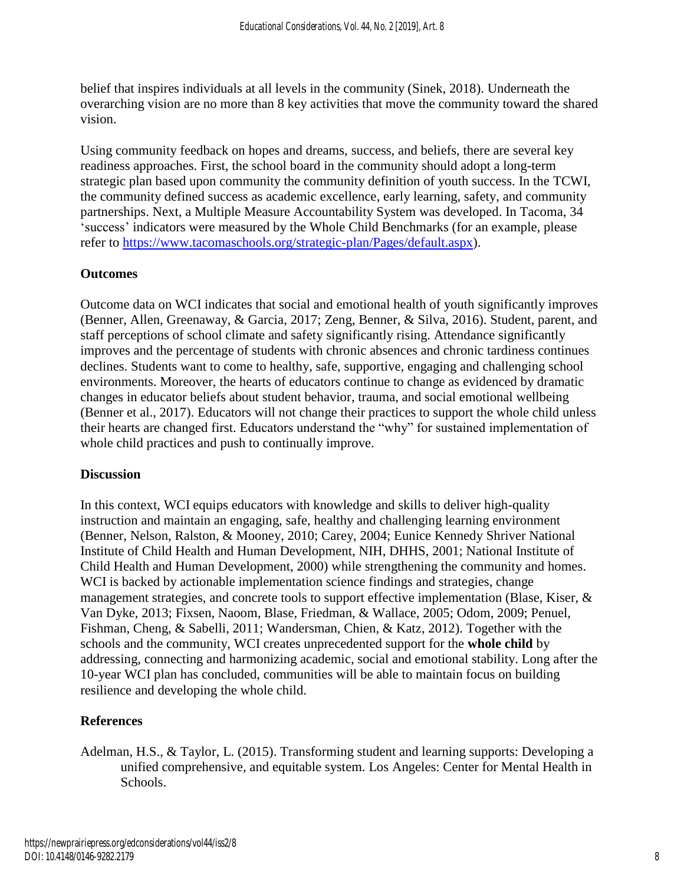belief that inspires individuals at all levels in the community (Sinek, 2018). Underneath the overarching vision are no more than 8 key activities that move the community toward the shared vision.

Using community feedback on hopes and dreams, success, and beliefs, there are several key readiness approaches. First, the school board in the community should adopt a long-term strategic plan based upon community the community definition of youth success. In the TCWI, the community defined success as academic excellence, early learning, safety, and community partnerships. Next, a Multiple Measure Accountability System was developed. In Tacoma, 34 'success' indicators were measured by the Whole Child Benchmarks (for an example, please refer to https://www.tacomaschools.org/strategic-plan/Pages/default.aspx).

## Outcomes

Outcome data on WCI indicates that social and emotional health of youth significantly improves (Benner, Allen, Greenaway, & Garcia, 2017; Zeng, Benner, & Silva, 2016). Student, parent, and staff perceptions of school climate and safety significantly rising. Attendance significantly improves and the percentage of students with chronic absences and chronic tardiness continues declines. Students want to come to healthy, safe, supportive, engaging and challenging school environments. Moreover, the hearts of educators continue to change as evidenced by dramatic changes in educator beliefs about student behavior, trauma, and social emotional wellbeing (Benner et al., 2017). Educators will not change their practices to support the whole child unless their hearts are changed first. Educators understand the "why" for sustained implementation of whole child practices and push to continually improve.

## Discussion

In this context, WCI equips educators with knowledge and skills to deliver high-quality instruction and maintain an engaging, safe, healthy and challenging learning environment (Benner, Nelson, Ralston, & Mooney, 2010; Carey, 2004; Eunice Kennedy Shriver National Institute of Child Health and Human Development, NIH, DHHS, 2001; National Institute of Child Health and Human Development, 2000) while strengthening the community and homes. WCI is backed by actionable implementation science findings and strategies, change management strategies, and concrete tools to support effective implementation (Blase, Kiser, & Van Dyke, 2013; Fixsen, Naoom, Blase, Friedman, & Wallace, 2005; Odom, 2009; Penuel, Fishman, Cheng, & Sabelli, 2011; Wandersman, Chien, & Katz, 2012). Together with the schools and the community, WCI creates unprecedented support for the **whole child** by addressing, connecting and harmonizing academic, social and emotional stability. Long after the 10-year WCI plan has concluded, communities will be able to maintain focus on building resilience and developing the whole child.

## References

Adelman, H.S., & Taylor, L. (2015). Transforming student and learning supports: Developing a unified comprehensive, and equitable system. Los Angeles: Center for Mental Health in Schools.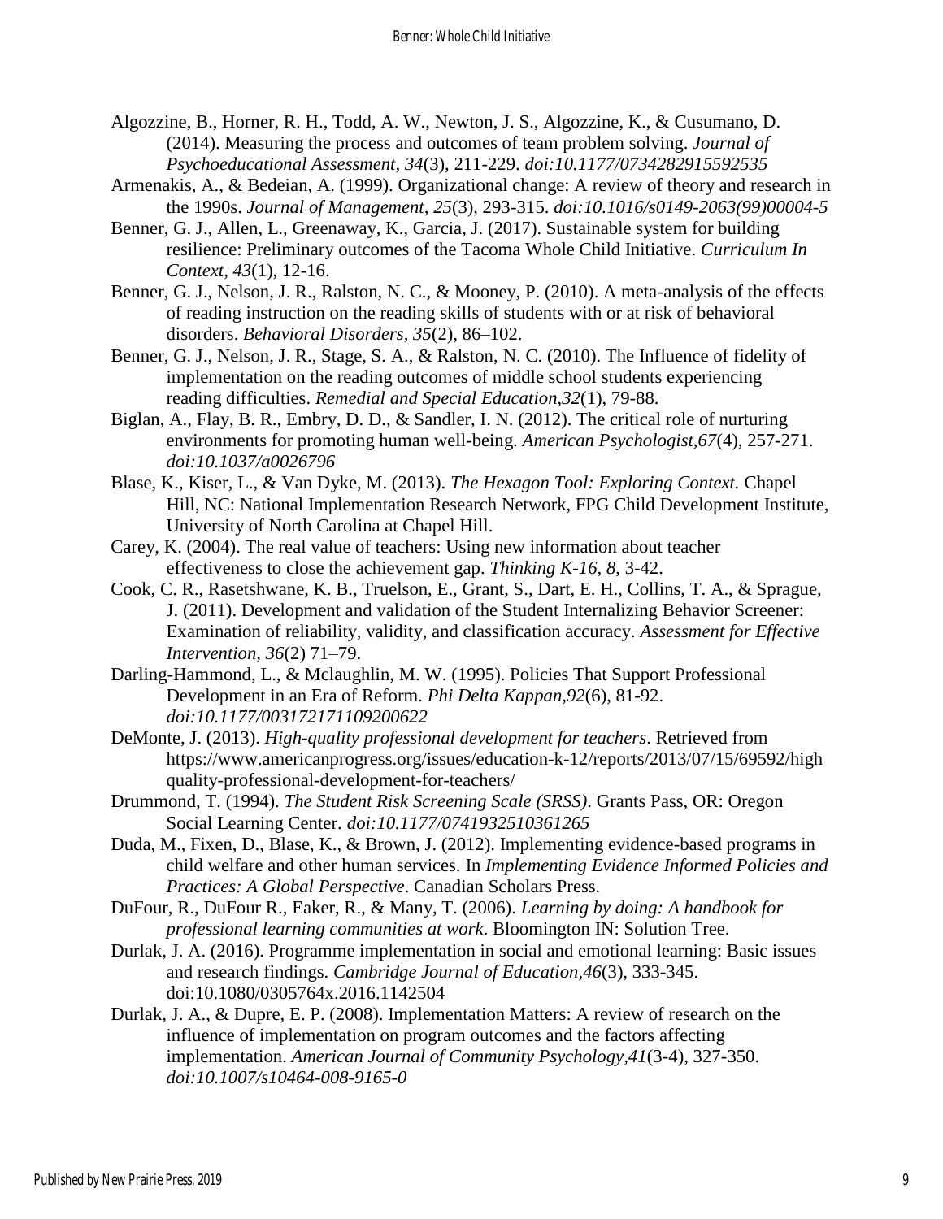Algozzine, B., Horner, R. H., Todd, A. W., Newton, J. S., Algozzine, K., & Cusumano, D. (2014). Measuring the process and outcomes of team problem solving. *Journal of Psychoeducational Assessment, 34*(3), 211-229. *doi:10.1177/0734282915592535*

Armenakis, A., & Bedeian, A. (1999). Organizational change: A review of theory and research in the 1990s. *Journal of Management, 25*(3), 293-315. *doi:10.1016/s0149-2063(99)00004-5*

Benner, G. J., Allen, L., Greenaway, K., Garcia, J. (2017). Sustainable system for building resilience: Preliminary outcomes of the Tacoma Whole Child Initiative. *Curriculum In Context*, *43*(1), 12-16.

Benner, G. J., Nelson, J. R., Ralston, N. C., & Mooney, P. (2010). A meta-analysis of the effects of reading instruction on the reading skills of students with or at risk of behavioral disorders. *Behavioral Disorders, 35*(2), 86–102.

Benner, G. J., Nelson, J. R., Stage, S. A., & Ralston, N. C. (2010). The Influence of fidelity of implementation on the reading outcomes of middle school students experiencing reading difficulties. *Remedial and Special Education,32*(1), 79-88.

Biglan, A., Flay, B. R., Embry, D. D., & Sandler, I. N. (2012). The critical role of nurturing environments for promoting human well-being. *American Psychologist,67*(4), 257-271. *doi:10.1037/a0026796*

Blase, K., Kiser, L., & Van Dyke, M. (2013). *The Hexagon Tool: Exploring Context.* Chapel Hill, NC: National Implementation Research Network, FPG Child Development Institute, University of North Carolina at Chapel Hill.

Carey, K. (2004). The real value of teachers: Using new information about teacher effectiveness to close the achievement gap. *Thinking K-16, 8*, 3-42.

Cook, C. R., Rasetshwane, K. B., Truelson, E., Grant, S., Dart, E. H., Collins, T. A., & Sprague, J. (2011). Development and validation of the Student Internalizing Behavior Screener: Examination of reliability, validity, and classification accuracy. *Assessment for Effective Intervention, 36*(2) 71–79.

Darling-Hammond, L., & Mclaughlin, M. W. (1995). Policies That Support Professional Development in an Era of Reform. *Phi Delta Kappan,92*(6), 81-92. *doi:10.1177/003172171109200622*

DeMonte, J. (2013). *High-quality professional development for teachers*. Retrieved from https://www.americanprogress.org/issues/education-k-12/reports/2013/07/15/69592/high quality-professional-development-for-teachers/

Drummond, T. (1994). *The Student Risk Screening Scale (SRSS)*. Grants Pass, OR: Oregon Social Learning Center. *doi:10.1177/0741932510361265*

Duda, M., Fixen, D., Blase, K., & Brown, J. (2012). Implementing evidence-based programs in child welfare and other human services. In *Implementing Evidence Informed Policies and Practices: A Global Perspective*. Canadian Scholars Press.

DuFour, R., DuFour R., Eaker, R., & Many, T. (2006). *Learning by doing: A handbook for professional learning communities at work*. Bloomington IN: Solution Tree.

Durlak, J. A. (2016). Programme implementation in social and emotional learning: Basic issues and research findings. *Cambridge Journal of Education,46*(3), 333-345. doi:10.1080/0305764x.2016.1142504

Durlak, J. A., & Dupre, E. P. (2008). Implementation Matters: A review of research on the influence of implementation on program outcomes and the factors affecting implementation. *American Journal of Community Psychology,41*(3-4), 327-350. *doi:10.1007/s10464-008-9165-0*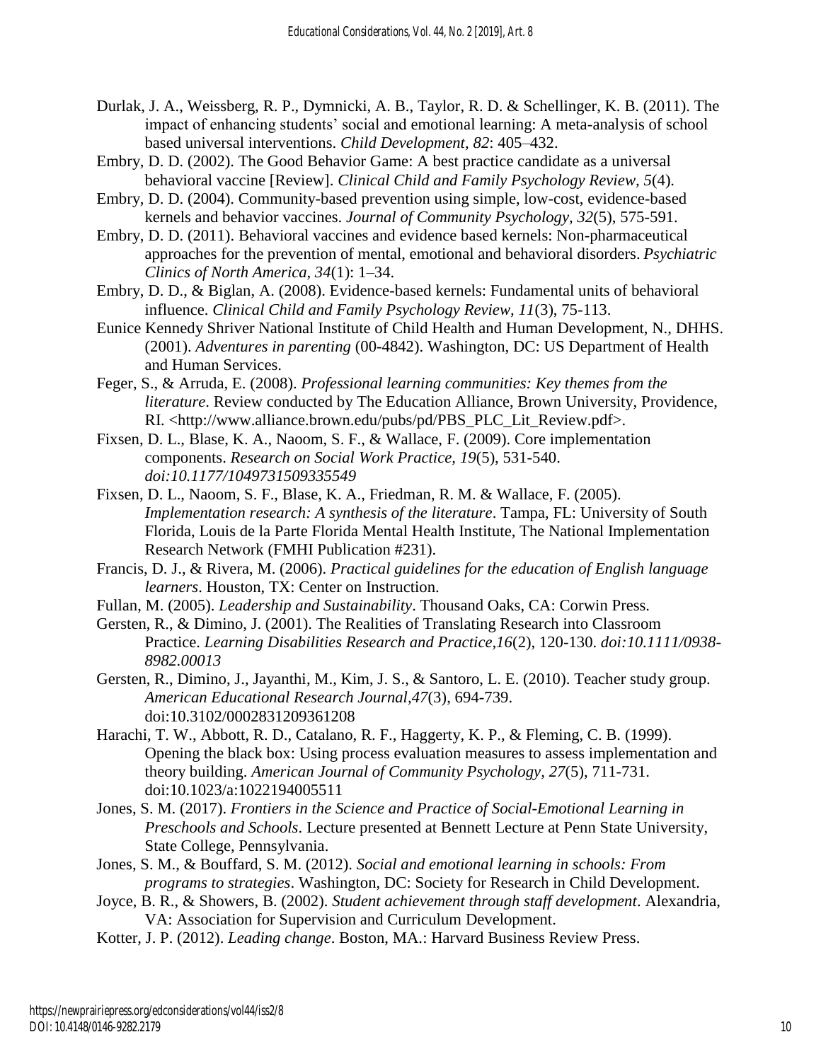Durlak, J. A., Weissberg, R. P., Dymnicki, A. B., Taylor, R. D. & Schellinger, K. B. (2011). The impact of enhancing students' social and emotional learning: A meta-analysis of school based universal interventions. *Child Development*, *82*: 405–432.

Embry, D. D. (2002). The Good Behavior Game: A best practice candidate as a universal behavioral vaccine [Review]. *Clinical Child and Family Psychology Review*, *5*(4).

Embry, D. D. (2004). Community-based prevention using simple, low-cost, evidence-based kernels and behavior vaccines. *Journal of Community Psychology*, *32*(5), 575-591.

Embry, D. D. (2011). Behavioral vaccines and evidence based kernels: Non-pharmaceutical approaches for the prevention of mental, emotional and behavioral disorders. *Psychiatric Clinics of North America*, *34*(1): 1–34.

Embry, D. D., & Biglan, A. (2008). Evidence-based kernels: Fundamental units of behavioral influence. *Clinical Child and Family Psychology Review, 11*(3), 75-113.

Eunice Kennedy Shriver National Institute of Child Health and Human Development, N., DHHS. (2001). *Adventures in parenting* (00-4842). Washington, DC: US Department of Health and Human Services.

Feger, S., & Arruda, E. (2008). *Professional learning communities: Key themes from the literature*. Review conducted by The Education Alliance, Brown University, Providence, RI. <http://www.alliance.brown.edu/pubs/pd/PBS_PLC_Lit_Review.pdf>.

Fixsen, D. L., Blase, K. A., Naoom, S. F., & Wallace, F. (2009). Core implementation components. *Research on Social Work Practice, 19*(5), 531-540. *doi:10.1177/1049731509335549*

Fixsen, D. L., Naoom, S. F., Blase, K. A., Friedman, R. M. & Wallace, F. (2005). *Implementation research: A synthesis of the literature*. Tampa, FL: University of South Florida, Louis de la Parte Florida Mental Health Institute, The National Implementation Research Network (FMHI Publication #231).

Francis, D. J., & Rivera, M. (2006). *Practical guidelines for the education of English language learners*. Houston, TX: Center on Instruction.

Fullan, M. (2005). *Leadership and Sustainability*. Thousand Oaks, CA: Corwin Press.

Gersten, R., & Dimino, J. (2001). The Realities of Translating Research into Classroom Practice. *Learning Disabilities Research and Practice,16*(2), 120-130. *doi:10.1111/0938-8982.00013*

Gersten, R., Dimino, J., Jayanthi, M., Kim, J. S., & Santoro, L. E. (2010). Teacher study group. *American Educational Research Journal,47*(3), 694-739. doi:10.3102/0002831209361208

Harachi, T. W., Abbott, R. D., Catalano, R. F., Haggerty, K. P., & Fleming, C. B. (1999). Opening the black box: Using process evaluation measures to assess implementation and theory building. *American Journal of Community Psychology, 27*(5), 711-731. doi:10.1023/a:1022194005511

Jones, S. M. (2017). *Frontiers in the Science and Practice of Social-Emotional Learning in Preschools and Schools*. Lecture presented at Bennett Lecture at Penn State University, State College, Pennsylvania.

Jones, S. M., & Bouffard, S. M. (2012). *Social and emotional learning in schools: From programs to strategies*. Washington, DC: Society for Research in Child Development.

Joyce, B. R., & Showers, B. (2002). *Student achievement through staff development*. Alexandria, VA: Association for Supervision and Curriculum Development.

Kotter, J. P. (2012). *Leading change*. Boston, MA.: Harvard Business Review Press.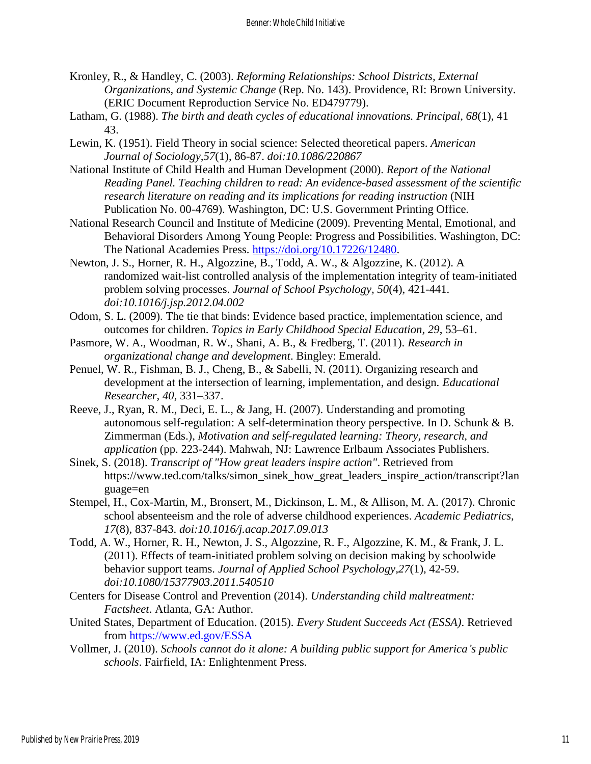Kronley, R., & Handley, C. (2003). *Reforming Relationships: School Districts, External Organizations, and Systemic Change* (Rep. No. 143). Providence, RI: Brown University. (ERIC Document Reproduction Service No. ED479779).

Latham, G. (1988). *The birth and death cycles of educational innovations. Principal, 68*(1), 41 43.

Lewin, K. (1951). Field Theory in social science: Selected theoretical papers. *American Journal of Sociology,57*(1), 86-87. *doi:10.1086/220867*

National Institute of Child Health and Human Development (2000). *Report of the National Reading Panel. Teaching children to read: An evidence-based assessment of the scientific research literature on reading and its implications for reading instruction* (NIH Publication No. 00-4769). Washington, DC: U.S. Government Printing Office.

National Research Council and Institute of Medicine (2009). Preventing Mental, Emotional, and Behavioral Disorders Among Young People: Progress and Possibilities. Washington, DC: The National Academies Press. https://doi.org/10.17226/12480.

Newton, J. S., Horner, R. H., Algozzine, B., Todd, A. W., & Algozzine, K. (2012). A randomized wait-list controlled analysis of the implementation integrity of team-initiated problem solving processes. *Journal of School Psychology, 50*(4), 421-441. *doi:10.1016/j.jsp.2012.04.002*

Odom, S. L. (2009). The tie that binds: Evidence based practice, implementation science, and outcomes for children. *Topics in Early Childhood Special Education, 29*, 53–61.

Pasmore, W. A., Woodman, R. W., Shani, A. B., & Fredberg, T. (2011). *Research in organizational change and development*. Bingley: Emerald.

Penuel, W. R., Fishman, B. J., Cheng, B., & Sabelli, N. (2011). Organizing research and development at the intersection of learning, implementation, and design. *Educational Researcher, 40*, 331–337.

Reeve, J., Ryan, R. M., Deci, E. L., & Jang, H. (2007). Understanding and promoting autonomous self-regulation: A self-determination theory perspective. In D. Schunk & B. Zimmerman (Eds.), *Motivation and self-regulated learning: Theory, research, and application* (pp. 223-244). Mahwah, NJ: Lawrence Erlbaum Associates Publishers.

Sinek, S. (2018). *Transcript of "How great leaders inspire action"*. Retrieved from https://www.ted.com/talks/simon_sinek_how_great_leaders_inspire_action/transcript?language=en

Stempel, H., Cox-Martin, M., Bronsert, M., Dickinson, L. M., & Allison, M. A. (2017). Chronic school absenteeism and the role of adverse childhood experiences. *Academic Pediatrics, 17*(8), 837-843. *doi:10.1016/j.acap.2017.09.013*

Todd, A. W., Horner, R. H., Newton, J. S., Algozzine, R. F., Algozzine, K. M., & Frank, J. L. (2011). Effects of team-initiated problem solving on decision making by schoolwide behavior support teams. *Journal of Applied School Psychology,27*(1), 42-59. *doi:10.1080/15377903.2011.540510*

Centers for Disease Control and Prevention (2014). *Understanding child maltreatment: Factsheet*. Atlanta, GA: Author.

United States, Department of Education. (2015). *Every Student Succeeds Act (ESSA)*. Retrieved from https://www.ed.gov/ESSA

Vollmer, J. (2010). *Schools cannot do it alone: A building public support for America's public schools*. Fairfield, IA: Enlightenment Press.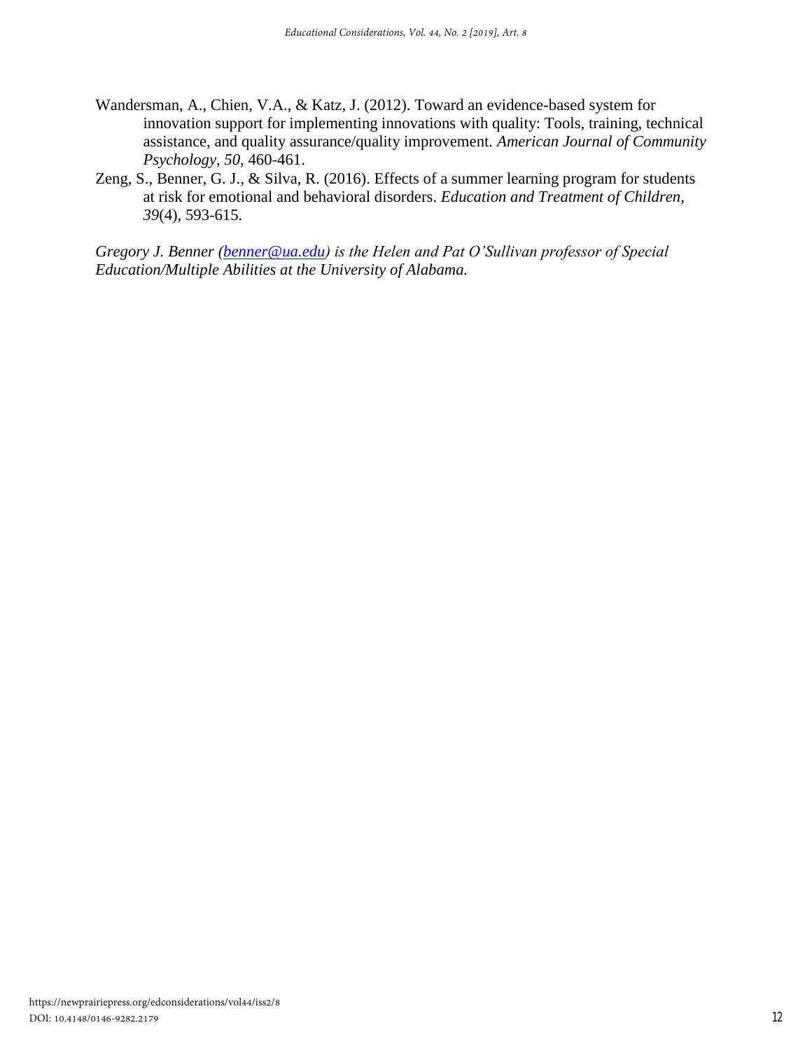Wandersman, A., Chien, V.A., & Katz, J. (2012). Toward an evidence-based system for innovation support for implementing innovations with quality: Tools, training, technical assistance, and quality assurance/quality improvement. *American Journal of Community Psychology*, *50,* 460-461.

Zeng, S., Benner, G. J., & Silva, R. (2016). Effects of a summer learning program for students at risk for emotional and behavioral disorders. *Education and Treatment of Children*, *39*(4), 593-615.

*Gregory J. Benner (benner@ua.edu) is the Helen and Pat O'Sullivan professor of Special Education/Multiple Abilities at the University of Alabama.*